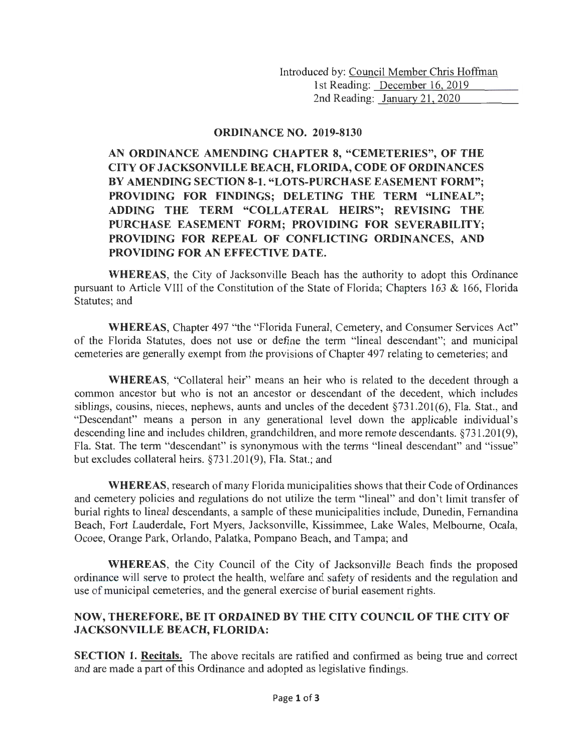Introduced by: Council Member Chris Hoffman
1st Reading: December 16, 2019
2nd Reading: January 21, 2020

## ORDINANCE NO. 2019-8130

**AN ORDINANCE AMENDING CHAPTER 8, "CEMETERIES", OF THE CITY OF JACKSONVILLE BEACH, FLORIDA, CODE OF ORDINANCES BY AMENDING SECTION 8-1. "LOTS-PURCHASE EASEMENT FORM"; PROVIDING FOR FINDINGS; DELETING THE TERM "LINEAL"; ADDING THE TERM "COLLATERAL HEIRS"; REVISING THE PURCHASE EASEMENT FORM; PROVIDING FOR SEVERABILITY; PROVIDING FOR REPEAL OF CONFLICTING ORDINANCES, AND PROVIDING FOR AN EFFECTIVE DATE.**

**WHEREAS**, the City of Jacksonville Beach has the authority to adopt this Ordinance pursuant to Article VIII of the Constitution of the State of Florida; Chapters 163 & 166, Florida Statutes; and

**WHEREAS**, Chapter 497 "the "Florida Funeral, Cemetery, and Consumer Services Act" of the Florida Statutes, does not use or define the term "lineal descendant"; and municipal cemeteries are generally exempt from the provisions of Chapter 497 relating to cemeteries; and

**WHEREAS**, "Collateral heir" means an heir who is related to the decedent through a common ancestor but who is not an ancestor or descendant of the decedent, which includes siblings, cousins, nieces, nephews, aunts and uncles of the decedent §731.201(6), Fla. Stat., and "Descendant" means a person in any generational level down the applicable individual's descending line and includes children, grandchildren, and more remote descendants. §731.201(9), Fla. Stat. The term "descendant" is synonymous with the terms "lineal descendant" and "issue" but excludes collateral heirs. §731.201(9), Fla. Stat.; and

**WHEREAS**, research of many Florida municipalities shows that their Code of Ordinances and cemetery policies and regulations do not utilize the term "lineal" and don't limit transfer of burial rights to lineal descendants, a sample of these municipalities include, Dunedin, Fernandina Beach, Fort Lauderdale, Fort Myers, Jacksonville, Kissimmee, Lake Wales, Melbourne, Ocala, Ocoee, Orange Park, Orlando, Palatka, Pompano Beach, and Tampa; and

**WHEREAS**, the City Council of the City of Jacksonville Beach finds the proposed ordinance will serve to protect the health, welfare and safety of residents and the regulation and use of municipal cemeteries, and the general exercise of burial easement rights.

**NOW, THEREFORE, BE IT ORDAINED BY THE CITY COUNCIL OF THE CITY OF JACKSONVILLE BEACH, FLORIDA:**

**SECTION 1. Recitals.** The above recitals are ratified and confirmed as being true and correct and are made a part of this Ordinance and adopted as legislative findings.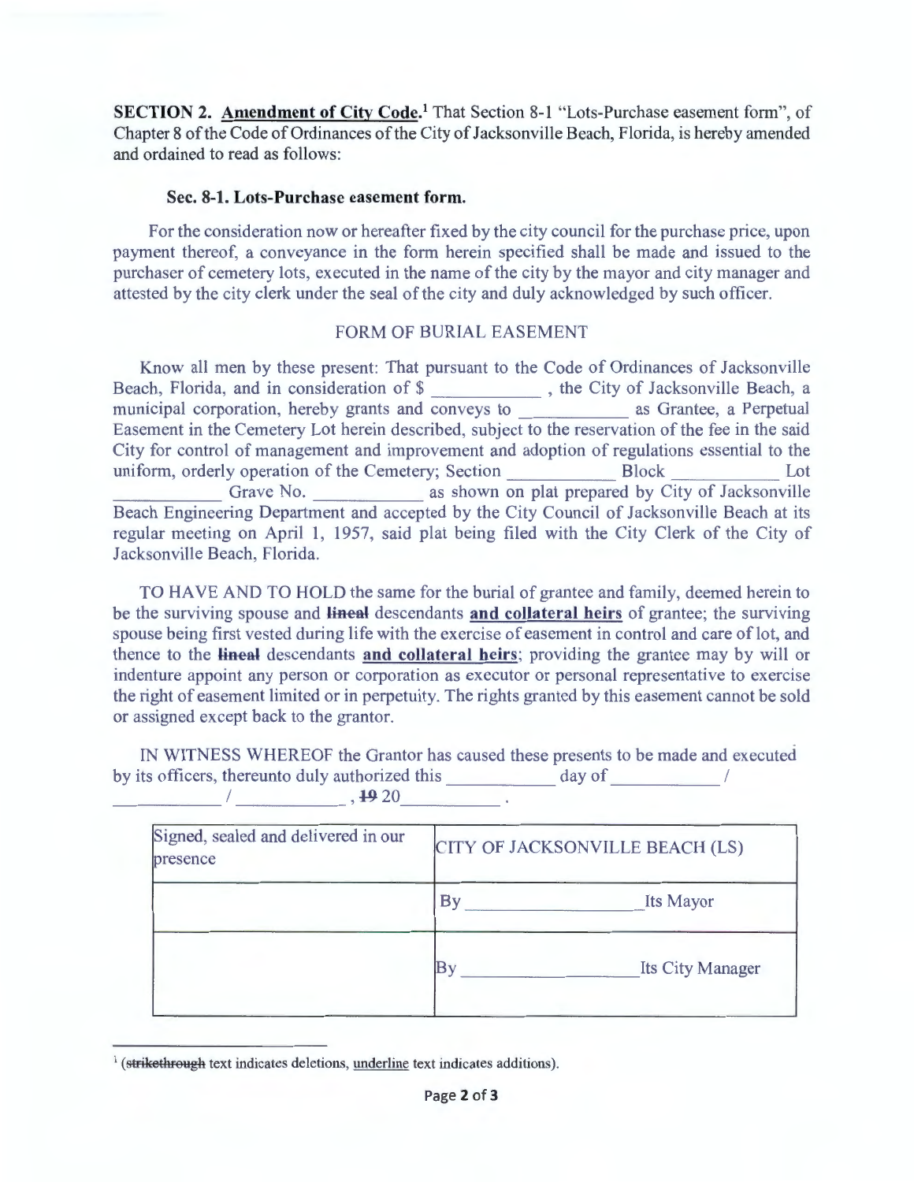**SECTION 2. Amendment of City Code.**[1] That Section 8-1 "Lots-Purchase easement form", of Chapter 8 of the Code of Ordinances of the City of Jacksonville Beach, Florida, is hereby amended and ordained to read as follows:

**Sec. 8-1. Lots-Purchase easement form.**

For the consideration now or hereafter fixed by the city council for the purchase price, upon payment thereof, a conveyance in the form herein specified shall be made and issued to the purchaser of cemetery lots, executed in the name of the city by the mayor and city manager and attested by the city clerk under the seal of the city and duly acknowledged by such officer.

FORM OF BURIAL EASEMENT

Know all men by these present: That pursuant to the Code of Ordinances of Jacksonville Beach, Florida, and in consideration of $ \_\_\_\_\_\_\_\_\_\_\_ , the City of Jacksonville Beach, a municipal corporation, hereby grants and conveys to \_\_\_\_\_\_\_\_\_\_\_ as Grantee, a Perpetual Easement in the Cemetery Lot herein described, subject to the reservation of the fee in the said City for control of management and improvement and adoption of regulations essential to the uniform, orderly operation of the Cemetery; Section \_\_\_\_\_\_\_\_\_\_\_ Block \_\_\_\_\_\_\_\_\_\_\_ Lot \_\_\_\_\_\_\_\_\_\_\_ Grave No. \_\_\_\_\_\_\_\_\_\_\_ as shown on plat prepared by City of Jacksonville Beach Engineering Department and accepted by the City Council of Jacksonville Beach at its regular meeting on April 1, 1957, said plat being filed with the City Clerk of the City of Jacksonville Beach, Florida.

TO HAVE AND TO HOLD the same for the burial of grantee and family, deemed herein to be the surviving spouse and ~~lineal~~ descendants **and collateral heirs** of grantee; the surviving spouse being first vested during life with the exercise of easement in control and care of lot, and thence to the ~~lineal~~ descendants **and collateral heirs**; providing the grantee may by will or indenture appoint any person or corporation as executor or personal representative to exercise the right of easement limited or in perpetuity. The rights granted by this easement cannot be sold or assigned except back to the grantor.

IN WITNESS WHEREOF the Grantor has caused these presents to be made and executed by its officers, thereunto duly authorized this \_\_\_\_\_\_\_\_\_\_\_ day of \_\_\_\_\_\_\_\_\_\_\_ / \_\_\_\_\_\_\_\_\_\_\_ / \_\_\_\_\_\_\_\_\_\_\_ , ~~19~~ 20\_\_\_\_\_\_\_\_\_\_ .

| Signed, sealed and delivered in our presence | CITY OF JACKSONVILLE BEACH (LS) |
|---|---|
| | By \_\_\_\_\_\_\_\_\_\_\_\_\_\_\_\_\_\_ Its Mayor |
| | By \_\_\_\_\_\_\_\_\_\_\_\_\_\_\_\_\_\_ Its City Manager |

[1] (~~strikethrough~~ text indicates deletions, underline text indicates additions).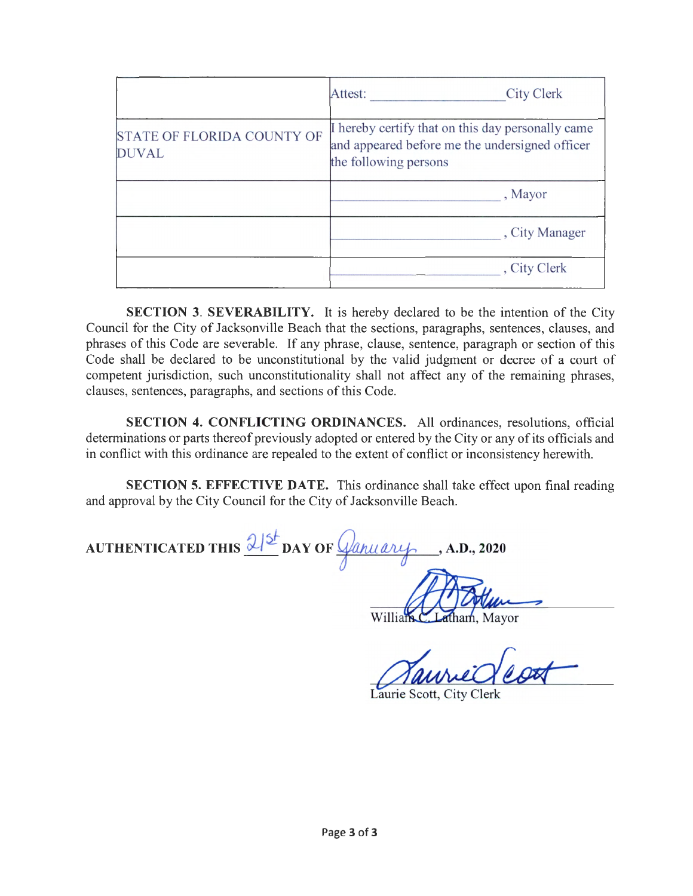| | |
|---|---|
| | Attest: ____________________ City Clerk |
| STATE OF FLORIDA COUNTY OF DUVAL | I hereby certify that on this day personally came and appeared before me the undersigned officer the following persons |
| | ____________________, Mayor |
| | ____________________, City Manager |
| | ____________________, City Clerk |

**SECTION 3. SEVERABILITY.** It is hereby declared to be the intention of the City Council for the City of Jacksonville Beach that the sections, paragraphs, sentences, clauses, and phrases of this Code are severable. If any phrase, clause, sentence, paragraph or section of this Code shall be declared to be unconstitutional by the valid judgment or decree of a court of competent jurisdiction, such unconstitutionality shall not affect any of the remaining phrases, clauses, sentences, paragraphs, and sections of this Code.

**SECTION 4. CONFLICTING ORDINANCES.** All ordinances, resolutions, official determinations or parts thereof previously adopted or entered by the City or any of its officials and in conflict with this ordinance are repealed to the extent of conflict or inconsistency herewith.

**SECTION 5. EFFECTIVE DATE.** This ordinance shall take effect upon final reading and approval by the City Council for the City of Jacksonville Beach.

**AUTHENTICATED THIS** 21st **DAY OF** January**, A.D., 2020**

William C. Latham, Mayor

Laurie Scott, City Clerk